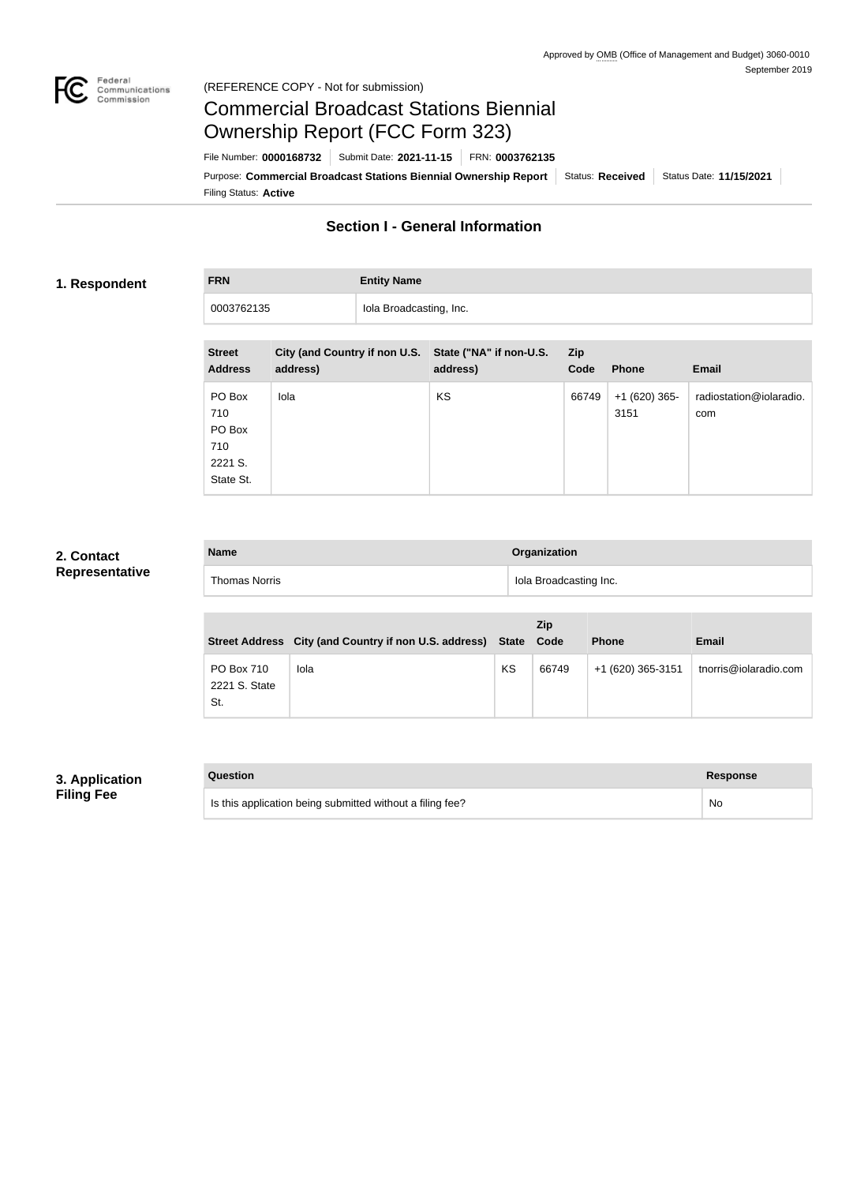Approved by OMB (Office of Management and Budget) 3060-0010
September 2019

(REFERENCE COPY - Not for submission)

# Commercial Broadcast Stations Biennial Ownership Report (FCC Form 323)

File Number: **0000168732** | Submit Date: **2021-11-15** | FRN: **0003762135**

Purpose: **Commercial Broadcast Stations Biennial Ownership Report** | Status: **Received** | Status Date: **11/15/2021**

Filing Status: **Active**

## Section I - General Information

### 1. Respondent

| FRN | Entity Name |
| --- | --- |
| 0003762135 | Iola Broadcasting, Inc. |

| Street Address | City (and Country if non U.S. address) | State ("NA" if non-U.S. address) | Zip Code | Phone | Email |
| --- | --- | --- | --- | --- | --- |
| PO Box 710 PO Box 710 2221 S. State St. | Iola | KS | 66749 | +1 (620) 365-3151 | radiostation@iolaradio.com |

### 2. Contact Representative

| Name | Organization |
| --- | --- |
| Thomas Norris | Iola Broadcasting Inc. |

| Street Address | City (and Country if non U.S. address) | State | Zip Code | Phone | Email |
| --- | --- | --- | --- | --- | --- |
| PO Box 710 2221 S. State St. | Iola | KS | 66749 | +1 (620) 365-3151 | tnorris@iolaradio.com |

### 3. Application Filing Fee

| Question | Response |
| --- | --- |
| Is this application being submitted without a filing fee? | No |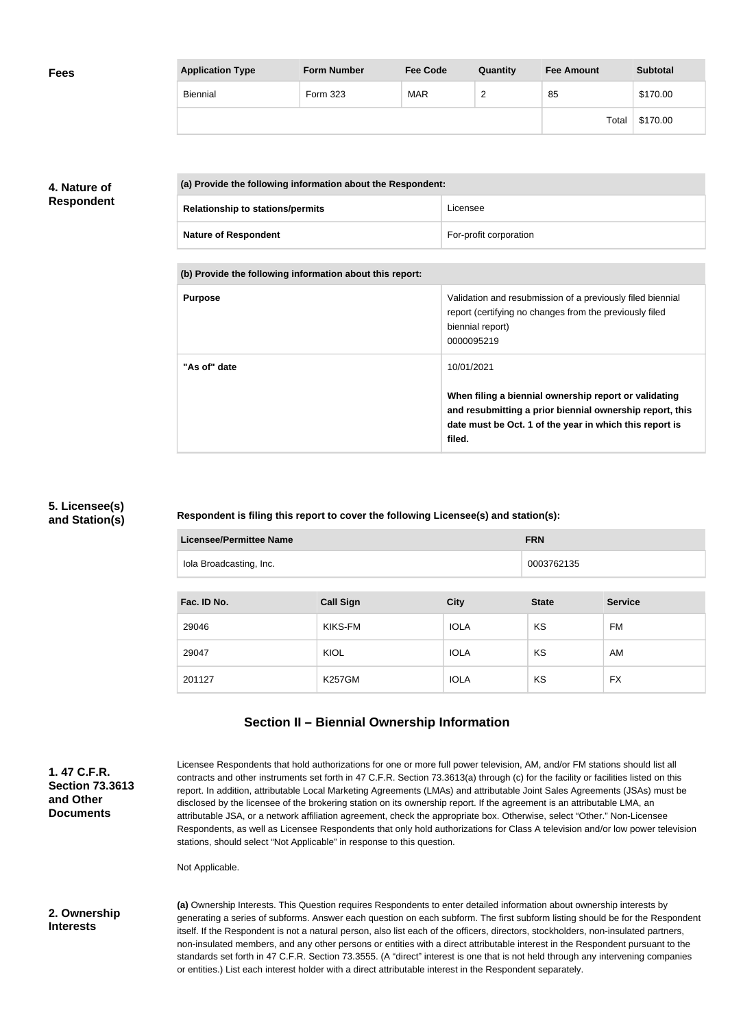## Fees

| Application Type | Form Number | Fee Code | Quantity | Fee Amount | Subtotal |
|---|---|---|---|---|---|
| Biennial | Form 323 | MAR | 2 | 85 | $170.00 |
| | | | | Total | $170.00 |

## 4. Nature of Respondent

| (a) Provide the following information about the Respondent: | |
|---|---|
| Relationship to stations/permits | Licensee |
| Nature of Respondent | For-profit corporation |

| (b) Provide the following information about this report: | |
|---|---|
| Purpose | Validation and resubmission of a previously filed biennial report (certifying no changes from the previously filed biennial report) 0000095219 |
| "As of" date | 10/01/2021 **When filing a biennial ownership report or validating and resubmitting a prior biennial ownership report, this date must be Oct. 1 of the year in which this report is filed.** |

## 5. Licensee(s) and Station(s)

**Respondent is filing this report to cover the following Licensee(s) and station(s):**

| Licensee/Permittee Name | FRN |
|---|---|
| Iola Broadcasting, Inc. | 0003762135 |

| Fac. ID No. | Call Sign | City | State | Service |
|---|---|---|---|---|
| 29046 | KIKS-FM | IOLA | KS | FM |
| 29047 | KIOL | IOLA | KS | AM |
| 201127 | K257GM | IOLA | KS | FX |

## Section II – Biennial Ownership Information

### 1. 47 C.F.R. Section 73.3613 and Other Documents

Licensee Respondents that hold authorizations for one or more full power television, AM, and/or FM stations should list all contracts and other instruments set forth in 47 C.F.R. Section 73.3613(a) through (c) for the facility or facilities listed on this report. In addition, attributable Local Marketing Agreements (LMAs) and attributable Joint Sales Agreements (JSAs) must be disclosed by the licensee of the brokering station on its ownership report. If the agreement is an attributable LMA, an attributable JSA, or a network affiliation agreement, check the appropriate box. Otherwise, select "Other." Non-Licensee Respondents, as well as Licensee Respondents that only hold authorizations for Class A television and/or low power television stations, should select "Not Applicable" in response to this question.

Not Applicable.

### 2. Ownership Interests

**(a)** Ownership Interests. This Question requires Respondents to enter detailed information about ownership interests by generating a series of subforms. Answer each question on each subform. The first subform listing should be for the Respondent itself. If the Respondent is not a natural person, also list each of the officers, directors, stockholders, non-insulated partners, non-insulated members, and any other persons or entities with a direct attributable interest in the Respondent pursuant to the standards set forth in 47 C.F.R. Section 73.3555. (A "direct" interest is one that is not held through any intervening companies or entities.) List each interest holder with a direct attributable interest in the Respondent separately.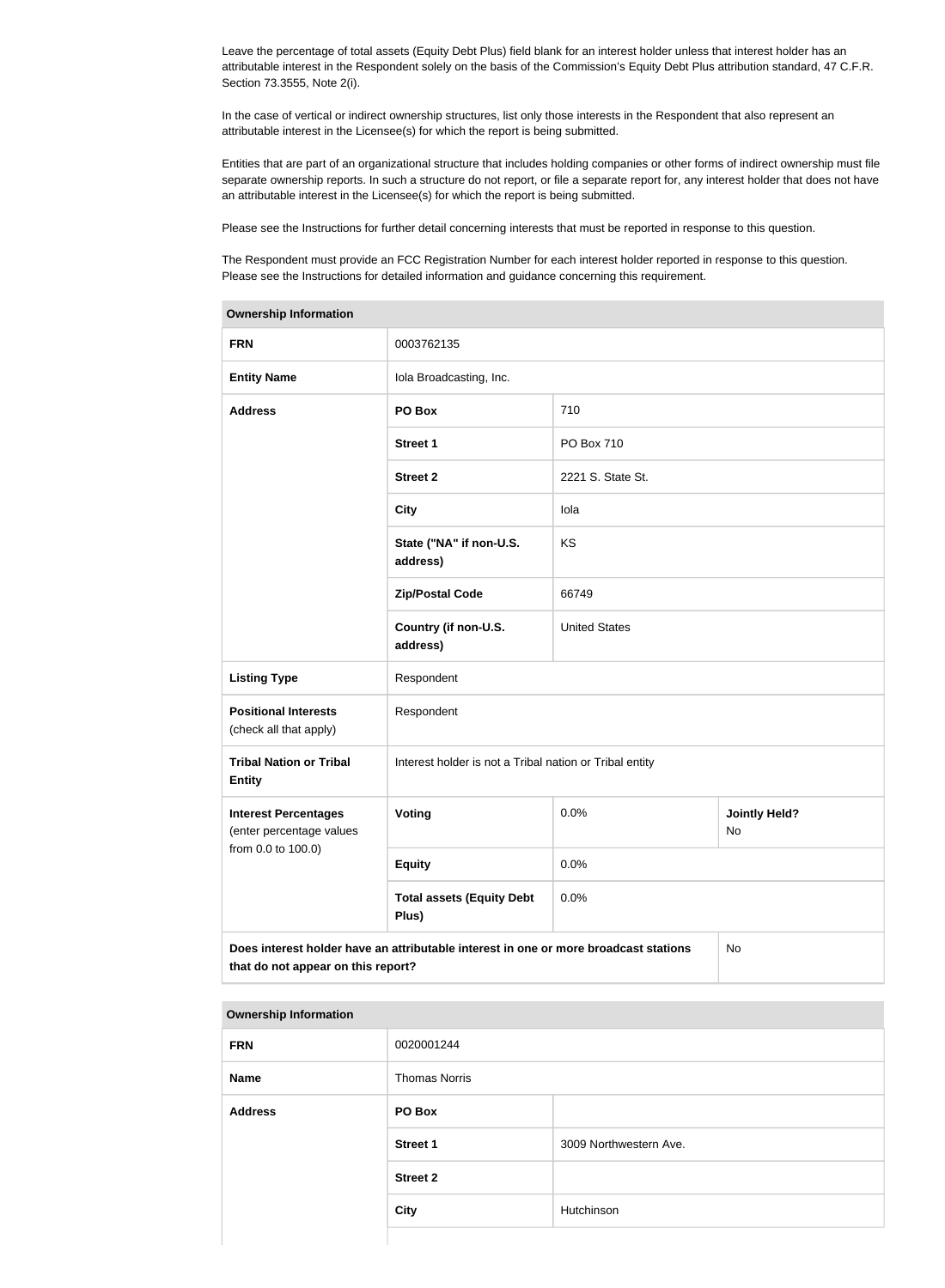Leave the percentage of total assets (Equity Debt Plus) field blank for an interest holder unless that interest holder has an attributable interest in the Respondent solely on the basis of the Commission's Equity Debt Plus attribution standard, 47 C.F.R. Section 73.3555, Note 2(i).

In the case of vertical or indirect ownership structures, list only those interests in the Respondent that also represent an attributable interest in the Licensee(s) for which the report is being submitted.

Entities that are part of an organizational structure that includes holding companies or other forms of indirect ownership must file separate ownership reports. In such a structure do not report, or file a separate report for, any interest holder that does not have an attributable interest in the Licensee(s) for which the report is being submitted.

Please see the Instructions for further detail concerning interests that must be reported in response to this question.

The Respondent must provide an FCC Registration Number for each interest holder reported in response to this question. Please see the Instructions for detailed information and guidance concerning this requirement.

| **Ownership Information** | | | |
|---|---|---|---|
| **FRN** | 0003762135 | | |
| **Entity Name** | Iola Broadcasting, Inc. | | |
| **Address** | **PO Box** | 710 | |
| | **Street 1** | PO Box 710 | |
| | **Street 2** | 2221 S. State St. | |
| | **City** | Iola | |
| | **State ("NA" if non-U.S. address)** | KS | |
| | **Zip/Postal Code** | 66749 | |
| | **Country (if non-U.S. address)** | United States | |
| **Listing Type** | Respondent | | |
| **Positional Interests** (check all that apply) | Respondent | | |
| **Tribal Nation or Tribal Entity** | Interest holder is not a Tribal nation or Tribal entity | | |
| **Interest Percentages** (enter percentage values from 0.0 to 100.0) | **Voting** | 0.0% | **Jointly Held?** No |
| | **Equity** | 0.0% | |
| | **Total assets (Equity Debt Plus)** | 0.0% | |
| **Does interest holder have an attributable interest in one or more broadcast stations that do not appear on this report?** | | | No |

| **Ownership Information** | | |
|---|---|---|
| **FRN** | 0020001244 | |
| **Name** | Thomas Norris | |
| **Address** | **PO Box** | |
| | **Street 1** | 3009 Northwestern Ave. |
| | **Street 2** | |
| | **City** | Hutchinson |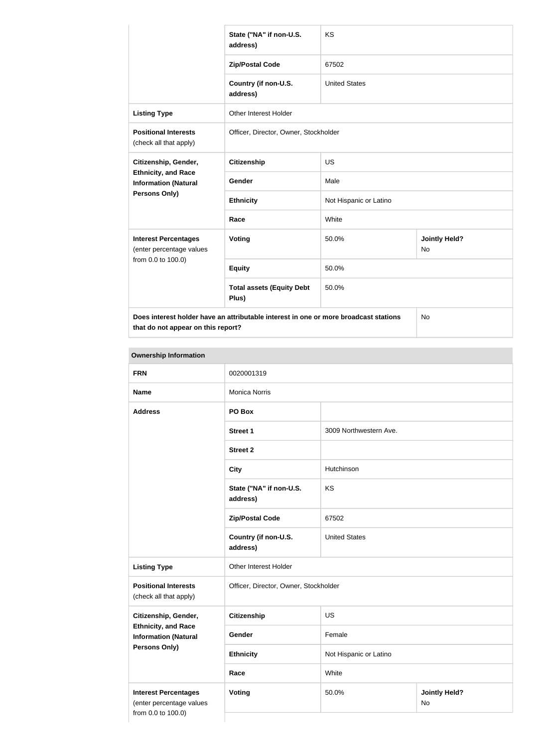| | | | |
|---|---|---|---|
| | State ("NA" if non-U.S. address) | KS | |
| | Zip/Postal Code | 67502 | |
| | Country (if non-U.S. address) | United States | |
| **Listing Type** | Other Interest Holder | | |
| **Positional Interests** (check all that apply) | Officer, Director, Owner, Stockholder | | |
| **Citizenship, Gender, Ethnicity, and Race Information (Natural Persons Only)** | **Citizenship** | US | |
| | **Gender** | Male | |
| | **Ethnicity** | Not Hispanic or Latino | |
| | **Race** | White | |
| **Interest Percentages** (enter percentage values from 0.0 to 100.0) | **Voting** | 50.0% | **Jointly Held?** No |
| | **Equity** | 50.0% | |
| | **Total assets (Equity Debt Plus)** | 50.0% | |
| **Does interest holder have an attributable interest in one or more broadcast stations that do not appear on this report?** | | | No |

| **Ownership Information** | | | |
|---|---|---|---|
| **FRN** | 0020001319 | | |
| **Name** | Monica Norris | | |
| **Address** | **PO Box** | | |
| | **Street 1** | 3009 Northwestern Ave. | |
| | **Street 2** | | |
| | **City** | Hutchinson | |
| | **State ("NA" if non-U.S. address)** | KS | |
| | **Zip/Postal Code** | 67502 | |
| | **Country (if non-U.S. address)** | United States | |
| **Listing Type** | Other Interest Holder | | |
| **Positional Interests** (check all that apply) | Officer, Director, Owner, Stockholder | | |
| **Citizenship, Gender, Ethnicity, and Race Information (Natural Persons Only)** | **Citizenship** | US | |
| | **Gender** | Female | |
| | **Ethnicity** | Not Hispanic or Latino | |
| | **Race** | White | |
| **Interest Percentages** (enter percentage values from 0.0 to 100.0) | **Voting** | 50.0% | **Jointly Held?** No |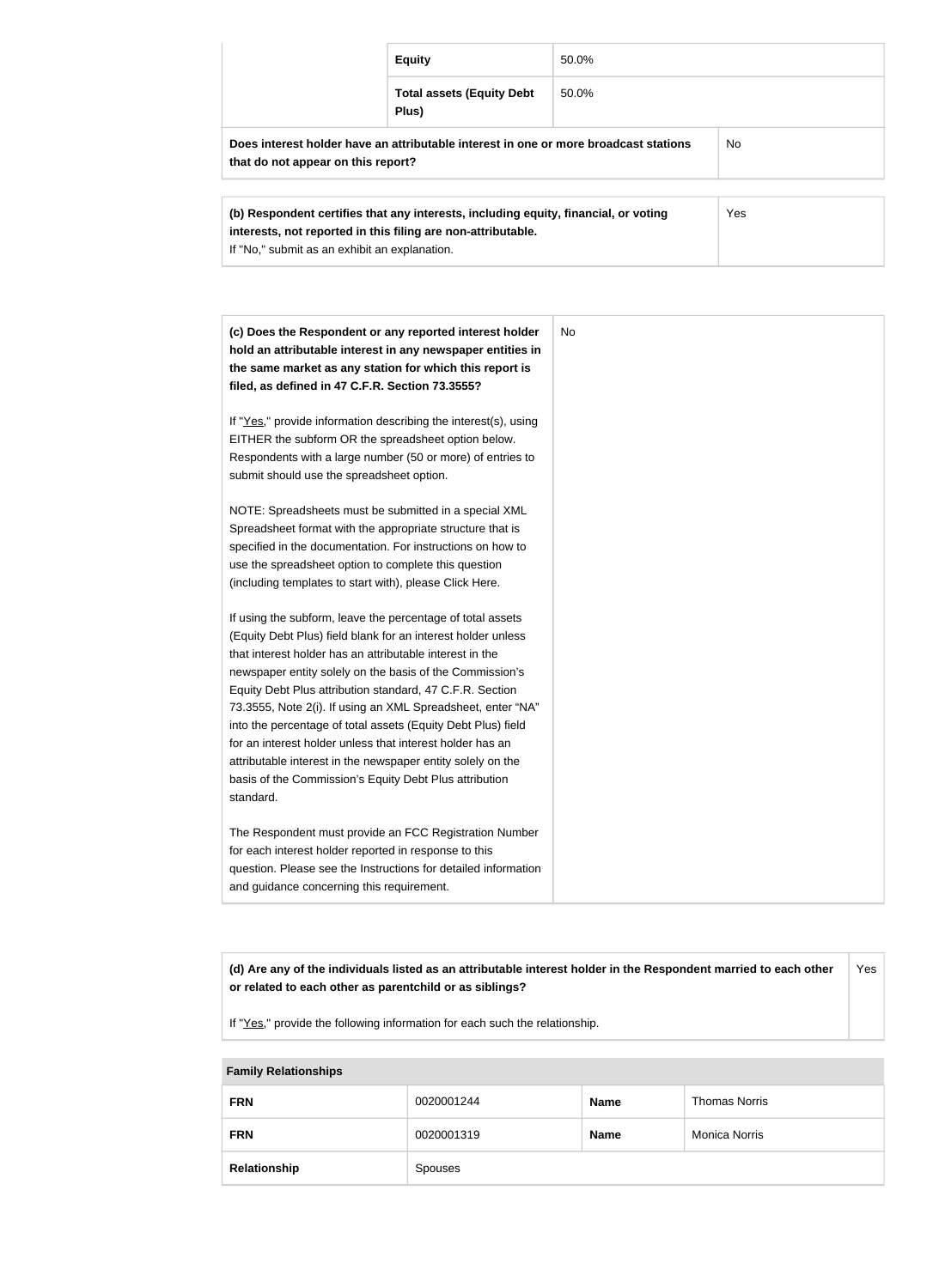| | | |
|---|---|---|
| | **Equity** | 50.0% |
| | **Total assets (Equity Debt Plus)** | 50.0% |

| | |
|---|---|
| **Does interest holder have an attributable interest in one or more broadcast stations that do not appear on this report?** | No |

| | |
|---|---|
| **(b) Respondent certifies that any interests, including equity, financial, or voting interests, not reported in this filing are non-attributable.** If "No," submit as an exhibit an explanation. | Yes |

| | |
|---|---|
| **(c) Does the Respondent or any reported interest holder hold an attributable interest in any newspaper entities in the same market as any station for which this report is filed, as defined in 47 C.F.R. Section 73.3555?**<br><br>If "Yes," provide information describing the interest(s), using EITHER the subform OR the spreadsheet option below. Respondents with a large number (50 or more) of entries to submit should use the spreadsheet option.<br><br>NOTE: Spreadsheets must be submitted in a special XML Spreadsheet format with the appropriate structure that is specified in the documentation. For instructions on how to use the spreadsheet option to complete this question (including templates to start with), please Click Here.<br><br>If using the subform, leave the percentage of total assets (Equity Debt Plus) field blank for an interest holder unless that interest holder has an attributable interest in the newspaper entity solely on the basis of the Commission's Equity Debt Plus attribution standard, 47 C.F.R. Section 73.3555, Note 2(i). If using an XML Spreadsheet, enter "NA" into the percentage of total assets (Equity Debt Plus) field for an interest holder unless that interest holder has an attributable interest in the newspaper entity solely on the basis of the Commission's Equity Debt Plus attribution standard.<br><br>The Respondent must provide an FCC Registration Number for each interest holder reported in response to this question. Please see the Instructions for detailed information and guidance concerning this requirement. | No |

| | |
|---|---|
| **(d) Are any of the individuals listed as an attributable interest holder in the Respondent married to each other or related to each other as parentchild or as siblings?**<br><br>If "Yes," provide the following information for each such the relationship. | Yes |

| **Family Relationships** | | | |
|---|---|---|---|
| **FRN** | 0020001244 | **Name** | Thomas Norris |
| **FRN** | 0020001319 | **Name** | Monica Norris |
| **Relationship** | Spouses | | |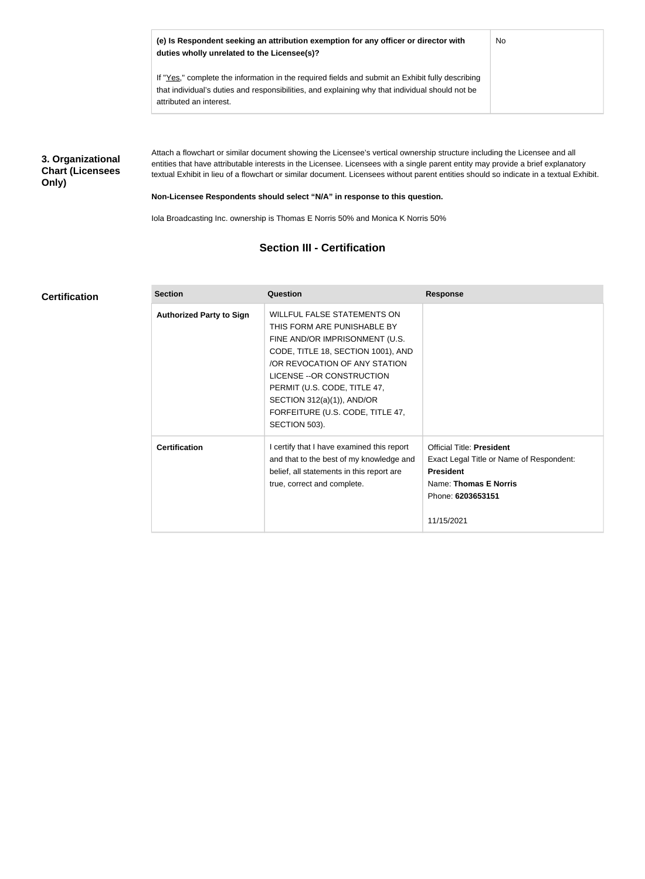| | |
|---|---|
| **(e) Is Respondent seeking an attribution exemption for any officer or director with duties wholly unrelated to the Licensee(s)?**<br><br>If "Yes," complete the information in the required fields and submit an Exhibit fully describing that individual's duties and responsibilities, and explaining why that individual should not be attributed an interest. | No |

**3. Organizational Chart (Licensees Only)**

Attach a flowchart or similar document showing the Licensee's vertical ownership structure including the Licensee and all entities that have attributable interests in the Licensee. Licensees with a single parent entity may provide a brief explanatory textual Exhibit in lieu of a flowchart or similar document. Licensees without parent entities should so indicate in a textual Exhibit.

**Non-Licensee Respondents should select "N/A" in response to this question.**

Iola Broadcasting Inc. ownership is Thomas E Norris 50% and Monica K Norris 50%

## Section III - Certification

**Certification**

| Section | Question | Response |
|---|---|---|
| **Authorized Party to Sign** | WILLFUL FALSE STATEMENTS ON THIS FORM ARE PUNISHABLE BY FINE AND/OR IMPRISONMENT (U.S. CODE, TITLE 18, SECTION 1001), AND /OR REVOCATION OF ANY STATION LICENSE --OR CONSTRUCTION PERMIT (U.S. CODE, TITLE 47, SECTION 312(a)(1)), AND/OR FORFEITURE (U.S. CODE, TITLE 47, SECTION 503). | |
| **Certification** | I certify that I have examined this report and that to the best of my knowledge and belief, all statements in this report are true, correct and complete. | Official Title: **President**<br>Exact Legal Title or Name of Respondent: **President**<br>Name: **Thomas E Norris**<br>Phone: **6203653151**<br><br>11/15/2021 |